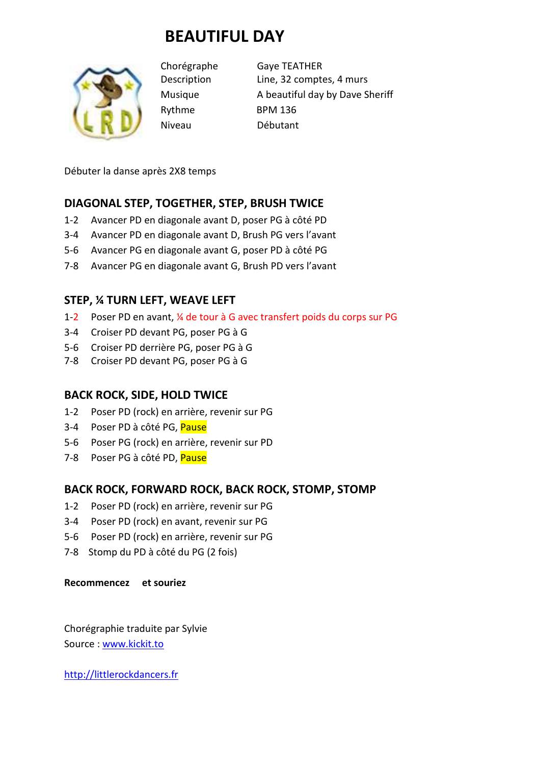# BEAUTIFUL DAY

| | |
|---|---|
| Chorégraphe | Gaye TEATHER |
| Description | Line, 32 comptes, 4 murs |
| Musique | A beautiful day by Dave Sheriff |
| Rythme | BPM 136 |
| Niveau | Débutant |

Débuter la danse après 2X8 temps

## DIAGONAL STEP, TOGETHER, STEP, BRUSH TWICE

1-2 Avancer PD en diagonale avant D, poser PG à côté PD
3-4 Avancer PD en diagonale avant D, Brush PG vers l'avant
5-6 Avancer PG en diagonale avant G, poser PD à côté PG
7-8 Avancer PG en diagonale avant G, Brush PD vers l'avant

## STEP, ¼ TURN LEFT, WEAVE LEFT

1-2 Poser PD en avant, ¼ de tour à G avec transfert poids du corps sur PG
3-4 Croiser PD devant PG, poser PG à G
5-6 Croiser PD derrière PG, poser PG à G
7-8 Croiser PD devant PG, poser PG à G

## BACK ROCK, SIDE, HOLD TWICE

1-2 Poser PD (rock) en arrière, revenir sur PG
3-4 Poser PD à côté PG, Pause
5-6 Poser PG (rock) en arrière, revenir sur PD
7-8 Poser PG à côté PD, Pause

## BACK ROCK, FORWARD ROCK, BACK ROCK, STOMP, STOMP

1-2 Poser PD (rock) en arrière, revenir sur PG
3-4 Poser PD (rock) en avant, revenir sur PG
5-6 Poser PD (rock) en arrière, revenir sur PG
7-8 Stomp du PD à côté du PG (2 fois)

**Recommencez et souriez**

Chorégraphie traduite par Sylvie
Source : www.kickit.to

http://littlerockdancers.fr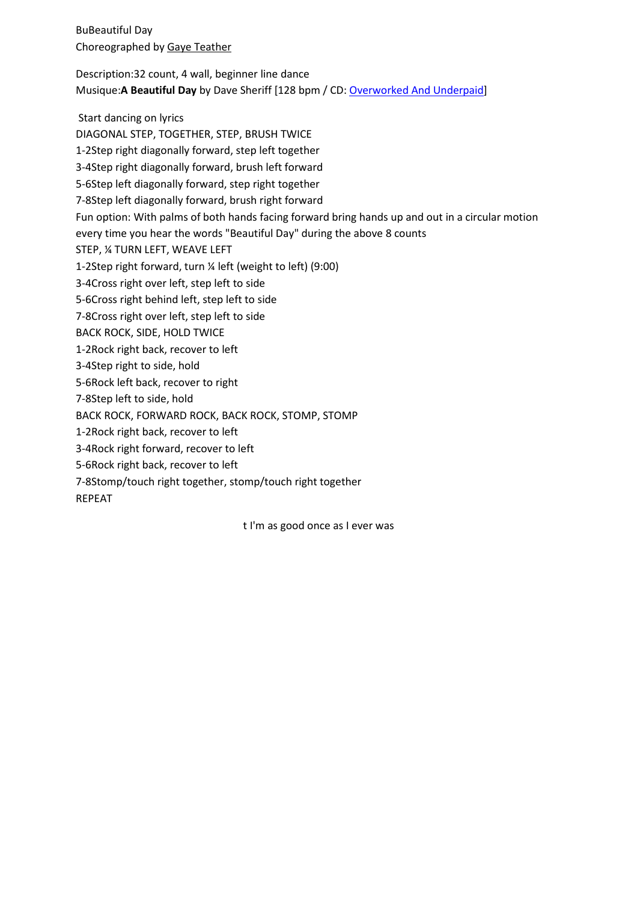BuBeautiful Day

Choreographed by Gaye Teather

Description:32 count, 4 wall, beginner line dance

Musique:**A Beautiful Day** by Dave Sheriff [128 bpm / CD: Overworked And Underpaid]

Start dancing on lyrics

DIAGONAL STEP, TOGETHER, STEP, BRUSH TWICE

1-2Step right diagonally forward, step left together

3-4Step right diagonally forward, brush left forward

5-6Step left diagonally forward, step right together

7-8Step left diagonally forward, brush right forward

Fun option: With palms of both hands facing forward bring hands up and out in a circular motion every time you hear the words "Beautiful Day" during the above 8 counts

STEP, ¼ TURN LEFT, WEAVE LEFT

1-2Step right forward, turn ¼ left (weight to left) (9:00)

3-4Cross right over left, step left to side

5-6Cross right behind left, step left to side

7-8Cross right over left, step left to side

BACK ROCK, SIDE, HOLD TWICE

1-2Rock right back, recover to left

3-4Step right to side, hold

5-6Rock left back, recover to right

7-8Step left to side, hold

BACK ROCK, FORWARD ROCK, BACK ROCK, STOMP, STOMP

1-2Rock right back, recover to left

3-4Rock right forward, recover to left

5-6Rock right back, recover to left

7-8Stomp/touch right together, stomp/touch right together

REPEAT

t I'm as good once as I ever was